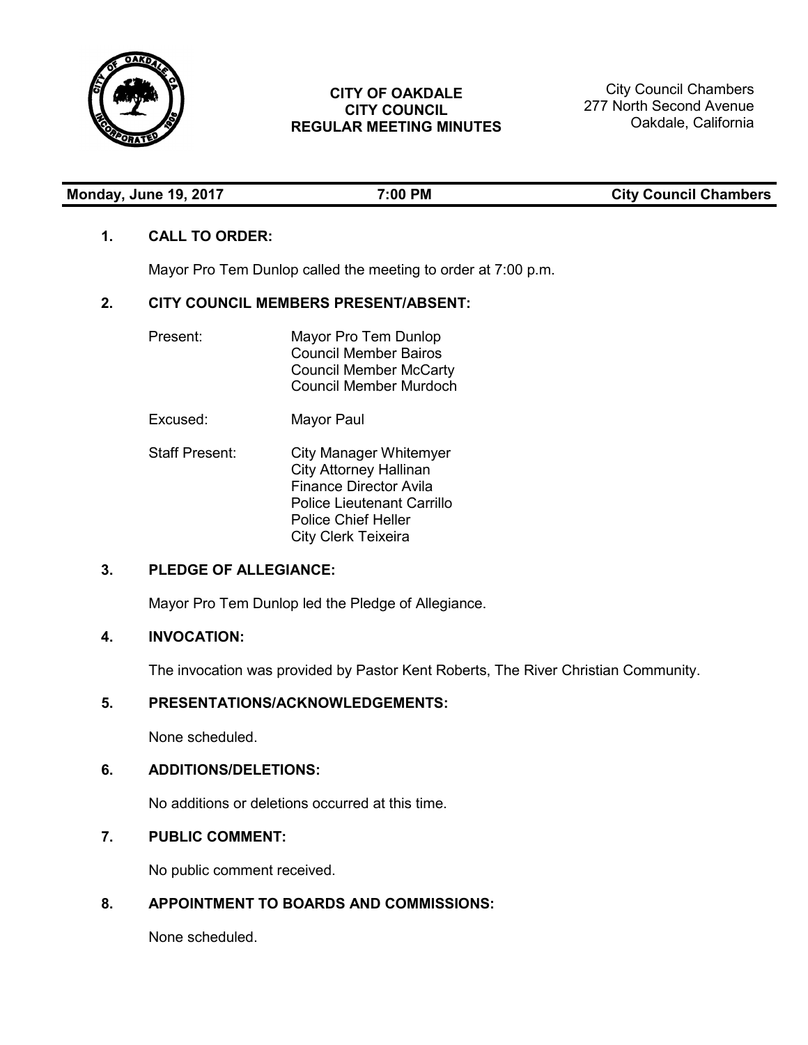# CITY OF OAKDALE
## CITY COUNCIL
## REGULAR MEETING MINUTES

City Council Chambers
277 North Second Avenue
Oakdale, California

**Monday, June 19, 2017** | **7:00 PM** | **City Council Chambers**

### 1. CALL TO ORDER:

Mayor Pro Tem Dunlop called the meeting to order at 7:00 p.m.

### 2. CITY COUNCIL MEMBERS PRESENT/ABSENT:

Present:
- Mayor Pro Tem Dunlop
- Council Member Bairos
- Council Member McCarty
- Council Member Murdoch

Excused:
- Mayor Paul

Staff Present:
- City Manager Whitemyer
- City Attorney Hallinan
- Finance Director Avila
- Police Lieutenant Carrillo
- Police Chief Heller
- City Clerk Teixeira

### 3. PLEDGE OF ALLEGIANCE:

Mayor Pro Tem Dunlop led the Pledge of Allegiance.

### 4. INVOCATION:

The invocation was provided by Pastor Kent Roberts, The River Christian Community.

### 5. PRESENTATIONS/ACKNOWLEDGEMENTS:

None scheduled.

### 6. ADDITIONS/DELETIONS:

No additions or deletions occurred at this time.

### 7. PUBLIC COMMENT:

No public comment received.

### 8. APPOINTMENT TO BOARDS AND COMMISSIONS:

None scheduled.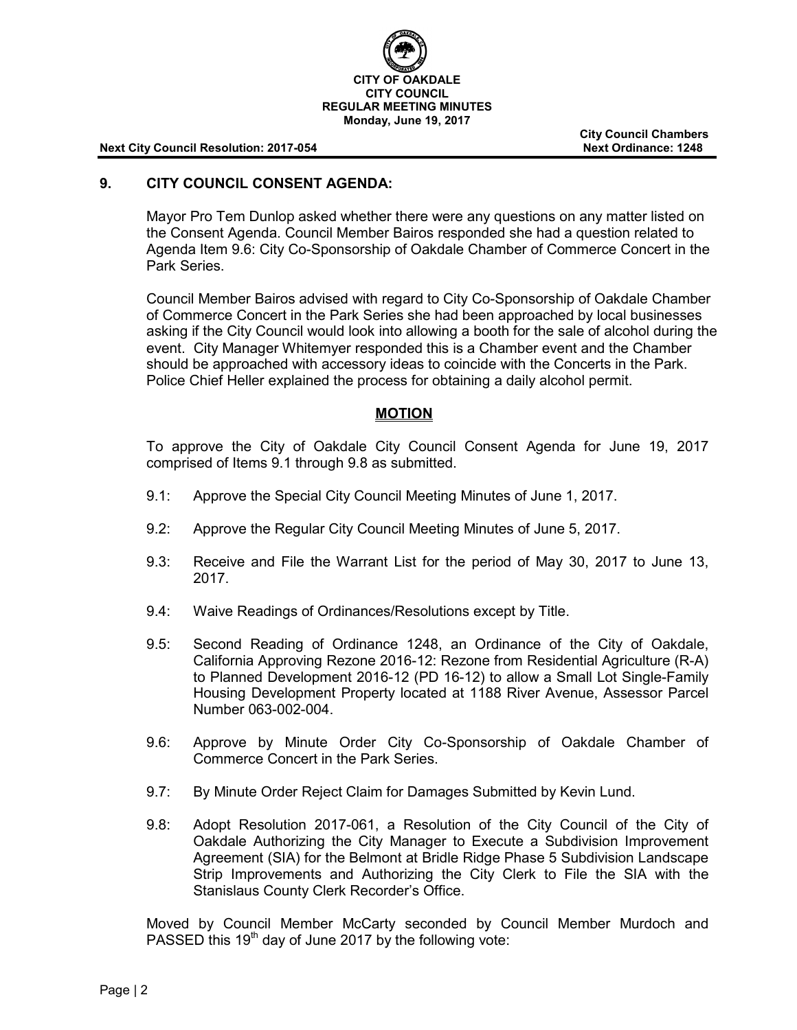## 9. CITY COUNCIL CONSENT AGENDA:

Mayor Pro Tem Dunlop asked whether there were any questions on any matter listed on the Consent Agenda. Council Member Bairos responded she had a question related to Agenda Item 9.6: City Co-Sponsorship of Oakdale Chamber of Commerce Concert in the Park Series.

Council Member Bairos advised with regard to City Co-Sponsorship of Oakdale Chamber of Commerce Concert in the Park Series she had been approached by local businesses asking if the City Council would look into allowing a booth for the sale of alcohol during the event. City Manager Whitemyer responded this is a Chamber event and the Chamber should be approached with accessory ideas to coincide with the Concerts in the Park. Police Chief Heller explained the process for obtaining a daily alcohol permit.

**MOTION**

To approve the City of Oakdale City Council Consent Agenda for June 19, 2017 comprised of Items 9.1 through 9.8 as submitted.

9.1: Approve the Special City Council Meeting Minutes of June 1, 2017.

9.2: Approve the Regular City Council Meeting Minutes of June 5, 2017.

9.3: Receive and File the Warrant List for the period of May 30, 2017 to June 13, 2017.

9.4: Waive Readings of Ordinances/Resolutions except by Title.

9.5: Second Reading of Ordinance 1248, an Ordinance of the City of Oakdale, California Approving Rezone 2016-12: Rezone from Residential Agriculture (R-A) to Planned Development 2016-12 (PD 16-12) to allow a Small Lot Single-Family Housing Development Property located at 1188 River Avenue, Assessor Parcel Number 063-002-004.

9.6: Approve by Minute Order City Co-Sponsorship of Oakdale Chamber of Commerce Concert in the Park Series.

9.7: By Minute Order Reject Claim for Damages Submitted by Kevin Lund.

9.8: Adopt Resolution 2017-061, a Resolution of the City Council of the City of Oakdale Authorizing the City Manager to Execute a Subdivision Improvement Agreement (SIA) for the Belmont at Bridle Ridge Phase 5 Subdivision Landscape Strip Improvements and Authorizing the City Clerk to File the SIA with the Stanislaus County Clerk Recorder's Office.

Moved by Council Member McCarty seconded by Council Member Murdoch and PASSED this 19th day of June 2017 by the following vote: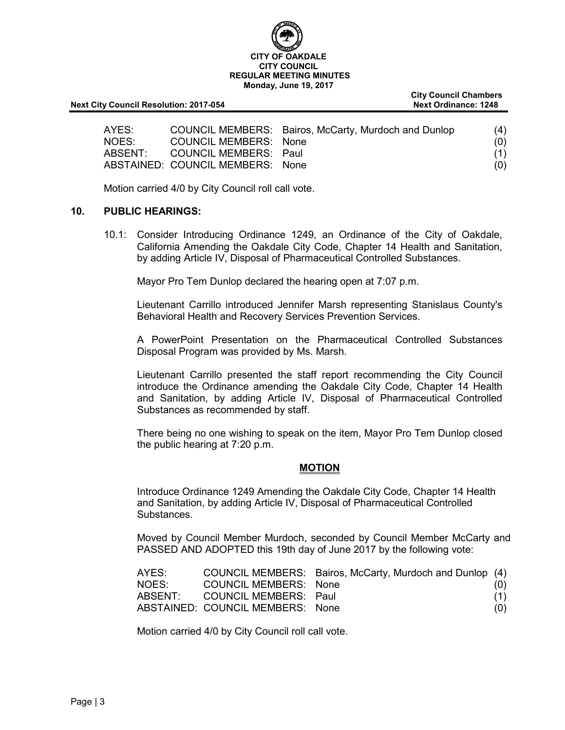| AYES: | COUNCIL MEMBERS: | Bairos, McCarty, Murdoch and Dunlop | (4) |
|---|---|---|---|
| NOES: | COUNCIL MEMBERS: | None | (0) |
| ABSENT: | COUNCIL MEMBERS: | Paul | (1) |
| ABSTAINED: | COUNCIL MEMBERS: | None | (0) |

Motion carried 4/0 by City Council roll call vote.

## 10. PUBLIC HEARINGS:

10.1: Consider Introducing Ordinance 1249, an Ordinance of the City of Oakdale, California Amending the Oakdale City Code, Chapter 14 Health and Sanitation, by adding Article IV, Disposal of Pharmaceutical Controlled Substances.

Mayor Pro Tem Dunlop declared the hearing open at 7:07 p.m.

Lieutenant Carrillo introduced Jennifer Marsh representing Stanislaus County's Behavioral Health and Recovery Services Prevention Services.

A PowerPoint Presentation on the Pharmaceutical Controlled Substances Disposal Program was provided by Ms. Marsh.

Lieutenant Carrillo presented the staff report recommending the City Council introduce the Ordinance amending the Oakdale City Code, Chapter 14 Health and Sanitation, by adding Article IV, Disposal of Pharmaceutical Controlled Substances as recommended by staff.

There being no one wishing to speak on the item, Mayor Pro Tem Dunlop closed the public hearing at 7:20 p.m.

**MOTION**

Introduce Ordinance 1249 Amending the Oakdale City Code, Chapter 14 Health and Sanitation, by adding Article IV, Disposal of Pharmaceutical Controlled Substances.

Moved by Council Member Murdoch, seconded by Council Member McCarty and PASSED AND ADOPTED this 19th day of June 2017 by the following vote:

| AYES: | COUNCIL MEMBERS: | Bairos, McCarty, Murdoch and Dunlop | (4) |
|---|---|---|---|
| NOES: | COUNCIL MEMBERS: | None | (0) |
| ABSENT: | COUNCIL MEMBERS: | Paul | (1) |
| ABSTAINED: | COUNCIL MEMBERS: | None | (0) |

Motion carried 4/0 by City Council roll call vote.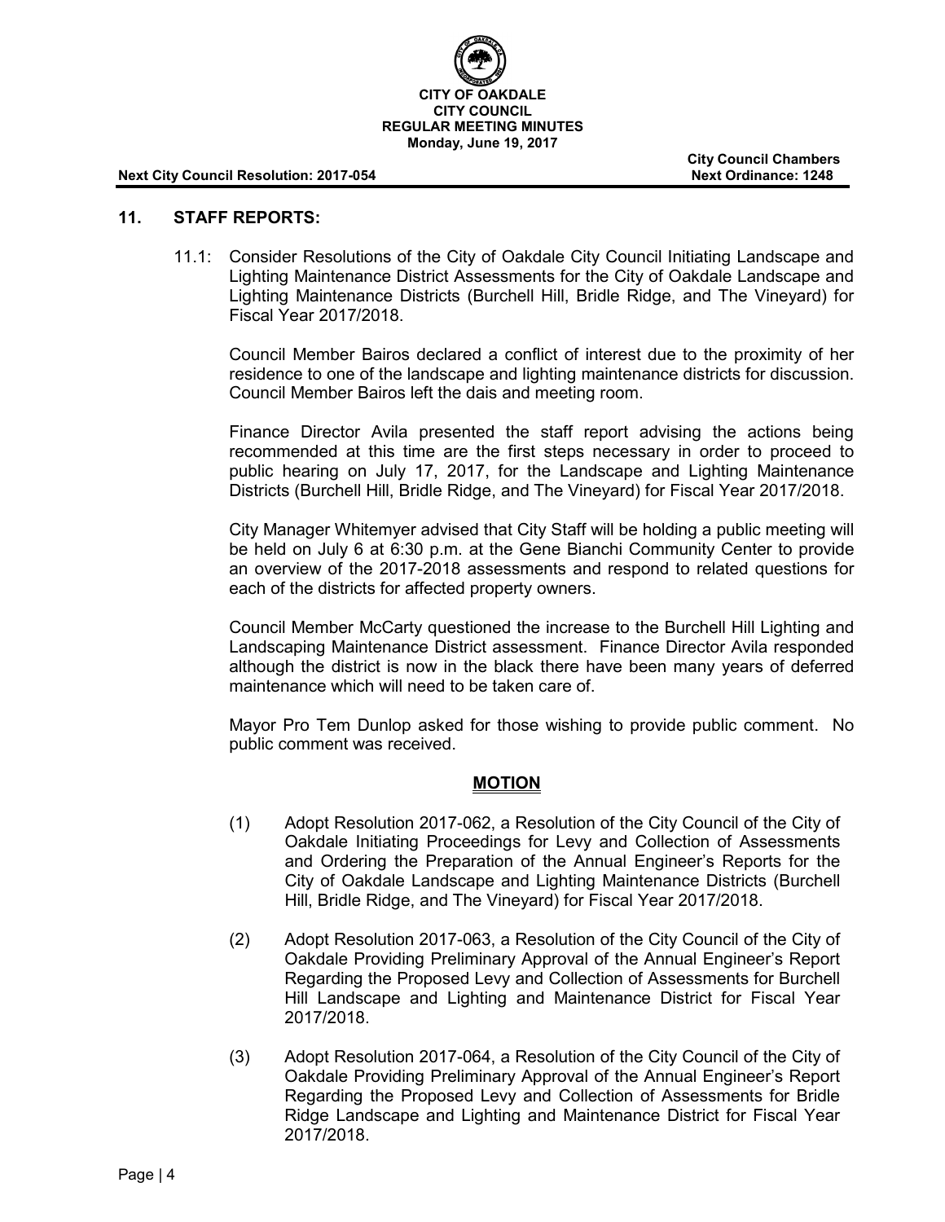## 11. STAFF REPORTS:

11.1: Consider Resolutions of the City of Oakdale City Council Initiating Landscape and Lighting Maintenance District Assessments for the City of Oakdale Landscape and Lighting Maintenance Districts (Burchell Hill, Bridle Ridge, and The Vineyard) for Fiscal Year 2017/2018.

Council Member Bairos declared a conflict of interest due to the proximity of her residence to one of the landscape and lighting maintenance districts for discussion. Council Member Bairos left the dais and meeting room.

Finance Director Avila presented the staff report advising the actions being recommended at this time are the first steps necessary in order to proceed to public hearing on July 17, 2017, for the Landscape and Lighting Maintenance Districts (Burchell Hill, Bridle Ridge, and The Vineyard) for Fiscal Year 2017/2018.

City Manager Whitemyer advised that City Staff will be holding a public meeting will be held on July 6 at 6:30 p.m. at the Gene Bianchi Community Center to provide an overview of the 2017-2018 assessments and respond to related questions for each of the districts for affected property owners.

Council Member McCarty questioned the increase to the Burchell Hill Lighting and Landscaping Maintenance District assessment. Finance Director Avila responded although the district is now in the black there have been many years of deferred maintenance which will need to be taken care of.

Mayor Pro Tem Dunlop asked for those wishing to provide public comment. No public comment was received.

**MOTION**

(1) Adopt Resolution 2017-062, a Resolution of the City Council of the City of Oakdale Initiating Proceedings for Levy and Collection of Assessments and Ordering the Preparation of the Annual Engineer's Reports for the City of Oakdale Landscape and Lighting Maintenance Districts (Burchell Hill, Bridle Ridge, and The Vineyard) for Fiscal Year 2017/2018.

(2) Adopt Resolution 2017-063, a Resolution of the City Council of the City of Oakdale Providing Preliminary Approval of the Annual Engineer's Report Regarding the Proposed Levy and Collection of Assessments for Burchell Hill Landscape and Lighting and Maintenance District for Fiscal Year 2017/2018.

(3) Adopt Resolution 2017-064, a Resolution of the City Council of the City of Oakdale Providing Preliminary Approval of the Annual Engineer's Report Regarding the Proposed Levy and Collection of Assessments for Bridle Ridge Landscape and Lighting and Maintenance District for Fiscal Year 2017/2018.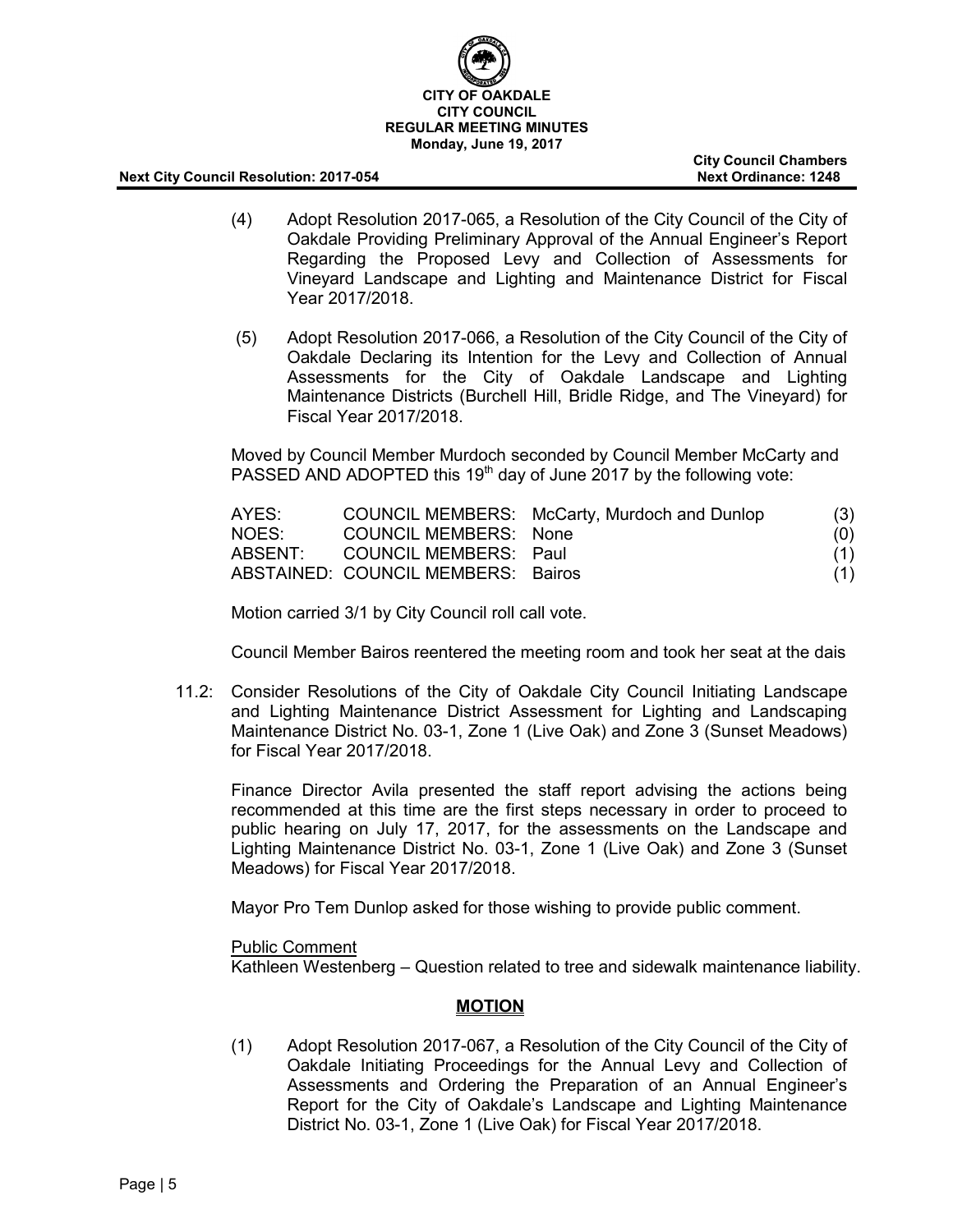(4) Adopt Resolution 2017-065, a Resolution of the City Council of the City of Oakdale Providing Preliminary Approval of the Annual Engineer's Report Regarding the Proposed Levy and Collection of Assessments for Vineyard Landscape and Lighting and Maintenance District for Fiscal Year 2017/2018.

(5) Adopt Resolution 2017-066, a Resolution of the City Council of the City of Oakdale Declaring its Intention for the Levy and Collection of Annual Assessments for the City of Oakdale Landscape and Lighting Maintenance Districts (Burchell Hill, Bridle Ridge, and The Vineyard) for Fiscal Year 2017/2018.

Moved by Council Member Murdoch seconded by Council Member McCarty and PASSED AND ADOPTED this 19th day of June 2017 by the following vote:

| | | | |
|---|---|---|---|
| AYES: | COUNCIL MEMBERS: | McCarty, Murdoch and Dunlop | (3) |
| NOES: | COUNCIL MEMBERS: | None | (0) |
| ABSENT: | COUNCIL MEMBERS: | Paul | (1) |
| ABSTAINED: | COUNCIL MEMBERS: | Bairos | (1) |

Motion carried 3/1 by City Council roll call vote.

Council Member Bairos reentered the meeting room and took her seat at the dais

11.2: Consider Resolutions of the City of Oakdale City Council Initiating Landscape and Lighting Maintenance District Assessment for Lighting and Landscaping Maintenance District No. 03-1, Zone 1 (Live Oak) and Zone 3 (Sunset Meadows) for Fiscal Year 2017/2018.

Finance Director Avila presented the staff report advising the actions being recommended at this time are the first steps necessary in order to proceed to public hearing on July 17, 2017, for the assessments on the Landscape and Lighting Maintenance District No. 03-1, Zone 1 (Live Oak) and Zone 3 (Sunset Meadows) for Fiscal Year 2017/2018.

Mayor Pro Tem Dunlop asked for those wishing to provide public comment.

Public Comment

Kathleen Westenberg – Question related to tree and sidewalk maintenance liability.

**MOTION**

(1) Adopt Resolution 2017-067, a Resolution of the City Council of the City of Oakdale Initiating Proceedings for the Annual Levy and Collection of Assessments and Ordering the Preparation of an Annual Engineer's Report for the City of Oakdale's Landscape and Lighting Maintenance District No. 03-1, Zone 1 (Live Oak) for Fiscal Year 2017/2018.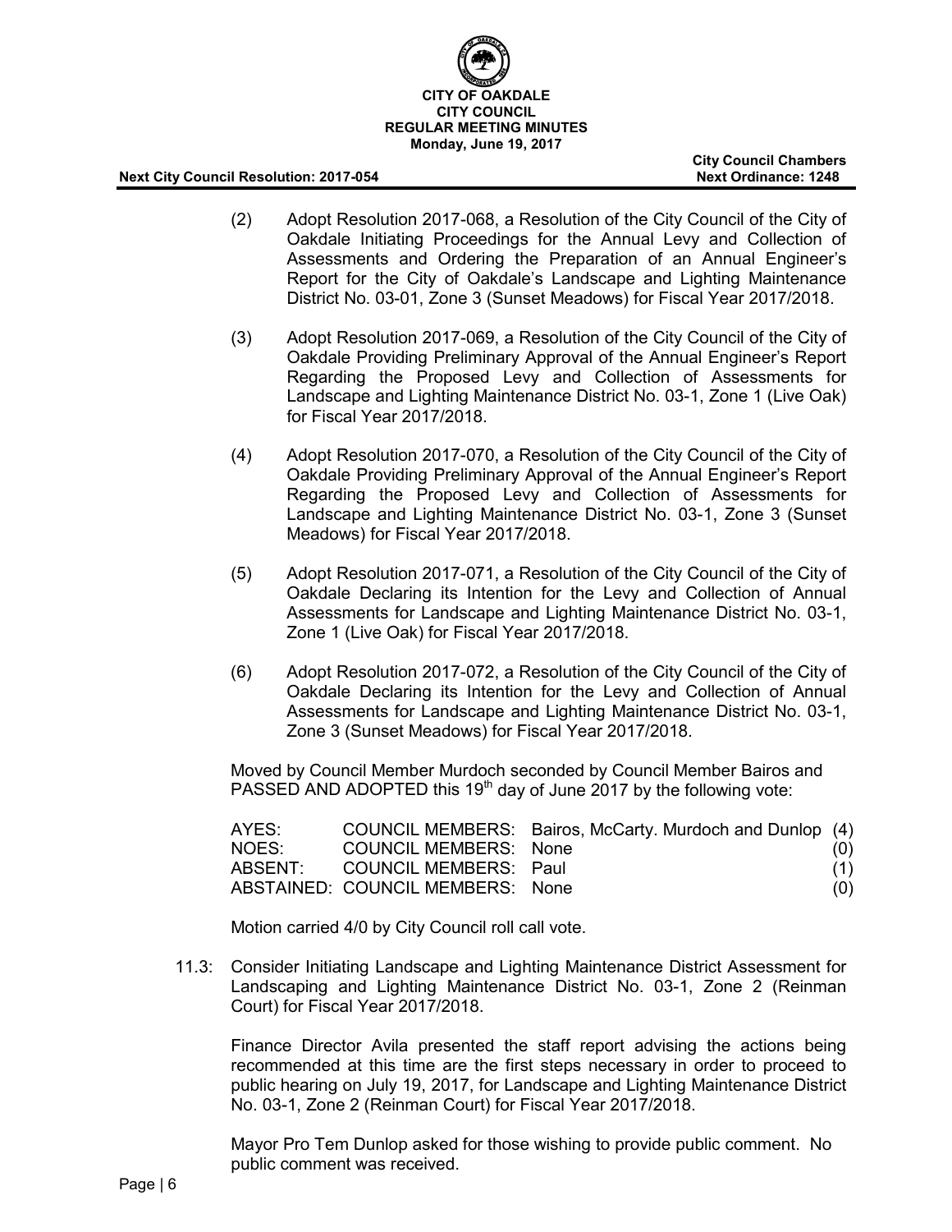(2) Adopt Resolution 2017-068, a Resolution of the City Council of the City of Oakdale Initiating Proceedings for the Annual Levy and Collection of Assessments and Ordering the Preparation of an Annual Engineer's Report for the City of Oakdale's Landscape and Lighting Maintenance District No. 03-01, Zone 3 (Sunset Meadows) for Fiscal Year 2017/2018.

(3) Adopt Resolution 2017-069, a Resolution of the City Council of the City of Oakdale Providing Preliminary Approval of the Annual Engineer's Report Regarding the Proposed Levy and Collection of Assessments for Landscape and Lighting Maintenance District No. 03-1, Zone 1 (Live Oak) for Fiscal Year 2017/2018.

(4) Adopt Resolution 2017-070, a Resolution of the City Council of the City of Oakdale Providing Preliminary Approval of the Annual Engineer's Report Regarding the Proposed Levy and Collection of Assessments for Landscape and Lighting Maintenance District No. 03-1, Zone 3 (Sunset Meadows) for Fiscal Year 2017/2018.

(5) Adopt Resolution 2017-071, a Resolution of the City Council of the City of Oakdale Declaring its Intention for the Levy and Collection of Annual Assessments for Landscape and Lighting Maintenance District No. 03-1, Zone 1 (Live Oak) for Fiscal Year 2017/2018.

(6) Adopt Resolution 2017-072, a Resolution of the City Council of the City of Oakdale Declaring its Intention for the Levy and Collection of Annual Assessments for Landscape and Lighting Maintenance District No. 03-1, Zone 3 (Sunset Meadows) for Fiscal Year 2017/2018.

Moved by Council Member Murdoch seconded by Council Member Bairos and PASSED AND ADOPTED this 19th day of June 2017 by the following vote:

| | | | |
|---|---|---|---|
| AYES: | COUNCIL MEMBERS: | Bairos, McCarty. Murdoch and Dunlop | (4) |
| NOES: | COUNCIL MEMBERS: | None | (0) |
| ABSENT: | COUNCIL MEMBERS: | Paul | (1) |
| ABSTAINED: | COUNCIL MEMBERS: | None | (0) |

Motion carried 4/0 by City Council roll call vote.

11.3: Consider Initiating Landscape and Lighting Maintenance District Assessment for Landscaping and Lighting Maintenance District No. 03-1, Zone 2 (Reinman Court) for Fiscal Year 2017/2018.

Finance Director Avila presented the staff report advising the actions being recommended at this time are the first steps necessary in order to proceed to public hearing on July 19, 2017, for Landscape and Lighting Maintenance District No. 03-1, Zone 2 (Reinman Court) for Fiscal Year 2017/2018.

Mayor Pro Tem Dunlop asked for those wishing to provide public comment. No public comment was received.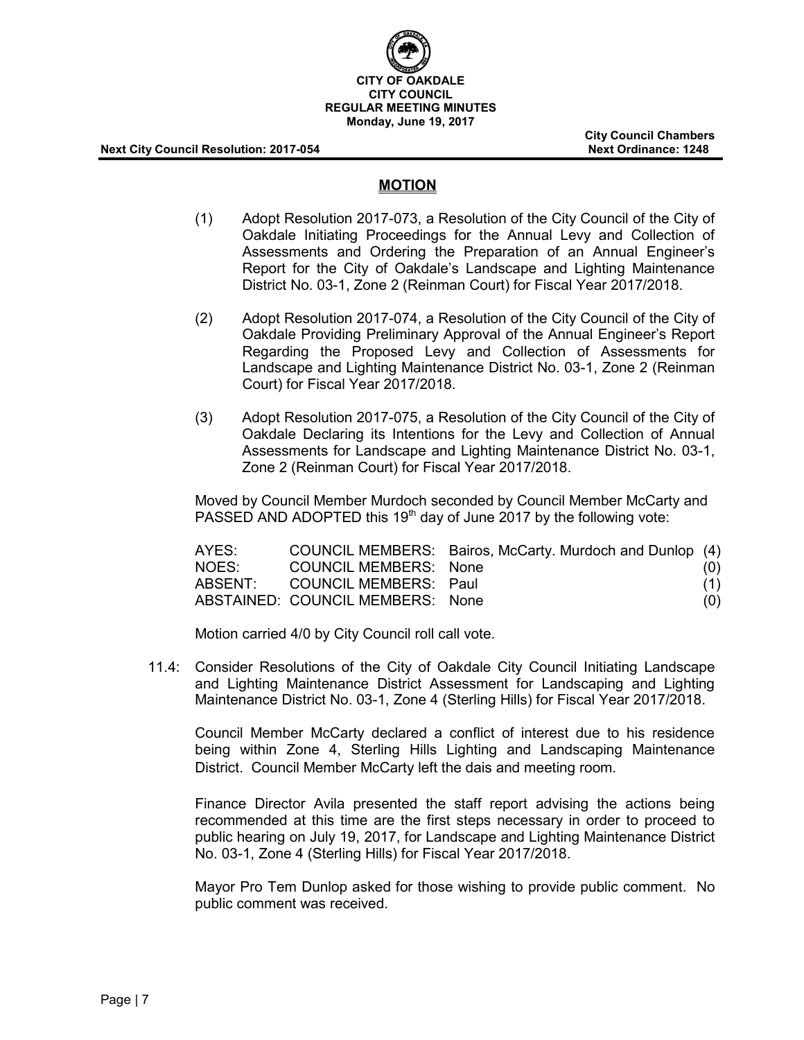**CITY OF OAKDALE**
**CITY COUNCIL**
**REGULAR MEETING MINUTES**
**Monday, June 19, 2017**

**City Council Chambers**

**Next City Council Resolution: 2017-054** **Next Ordinance: 1248**

## MOTION

(1) Adopt Resolution 2017-073, a Resolution of the City Council of the City of Oakdale Initiating Proceedings for the Annual Levy and Collection of Assessments and Ordering the Preparation of an Annual Engineer's Report for the City of Oakdale's Landscape and Lighting Maintenance District No. 03-1, Zone 2 (Reinman Court) for Fiscal Year 2017/2018.

(2) Adopt Resolution 2017-074, a Resolution of the City Council of the City of Oakdale Providing Preliminary Approval of the Annual Engineer's Report Regarding the Proposed Levy and Collection of Assessments for Landscape and Lighting Maintenance District No. 03-1, Zone 2 (Reinman Court) for Fiscal Year 2017/2018.

(3) Adopt Resolution 2017-075, a Resolution of the City Council of the City of Oakdale Declaring its Intentions for the Levy and Collection of Annual Assessments for Landscape and Lighting Maintenance District No. 03-1, Zone 2 (Reinman Court) for Fiscal Year 2017/2018.

Moved by Council Member Murdoch seconded by Council Member McCarty and PASSED AND ADOPTED this 19th day of June 2017 by the following vote:

| | | | |
|---|---|---|---|
| AYES: | COUNCIL MEMBERS: | Bairos, McCarty. Murdoch and Dunlop | (4) |
| NOES: | COUNCIL MEMBERS: | None | (0) |
| ABSENT: | COUNCIL MEMBERS: | Paul | (1) |
| ABSTAINED: | COUNCIL MEMBERS: | None | (0) |

Motion carried 4/0 by City Council roll call vote.

11.4: Consider Resolutions of the City of Oakdale City Council Initiating Landscape and Lighting Maintenance District Assessment for Landscaping and Lighting Maintenance District No. 03-1, Zone 4 (Sterling Hills) for Fiscal Year 2017/2018.

Council Member McCarty declared a conflict of interest due to his residence being within Zone 4, Sterling Hills Lighting and Landscaping Maintenance District. Council Member McCarty left the dais and meeting room.

Finance Director Avila presented the staff report advising the actions being recommended at this time are the first steps necessary in order to proceed to public hearing on July 19, 2017, for Landscape and Lighting Maintenance District No. 03-1, Zone 4 (Sterling Hills) for Fiscal Year 2017/2018.

Mayor Pro Tem Dunlop asked for those wishing to provide public comment. No public comment was received.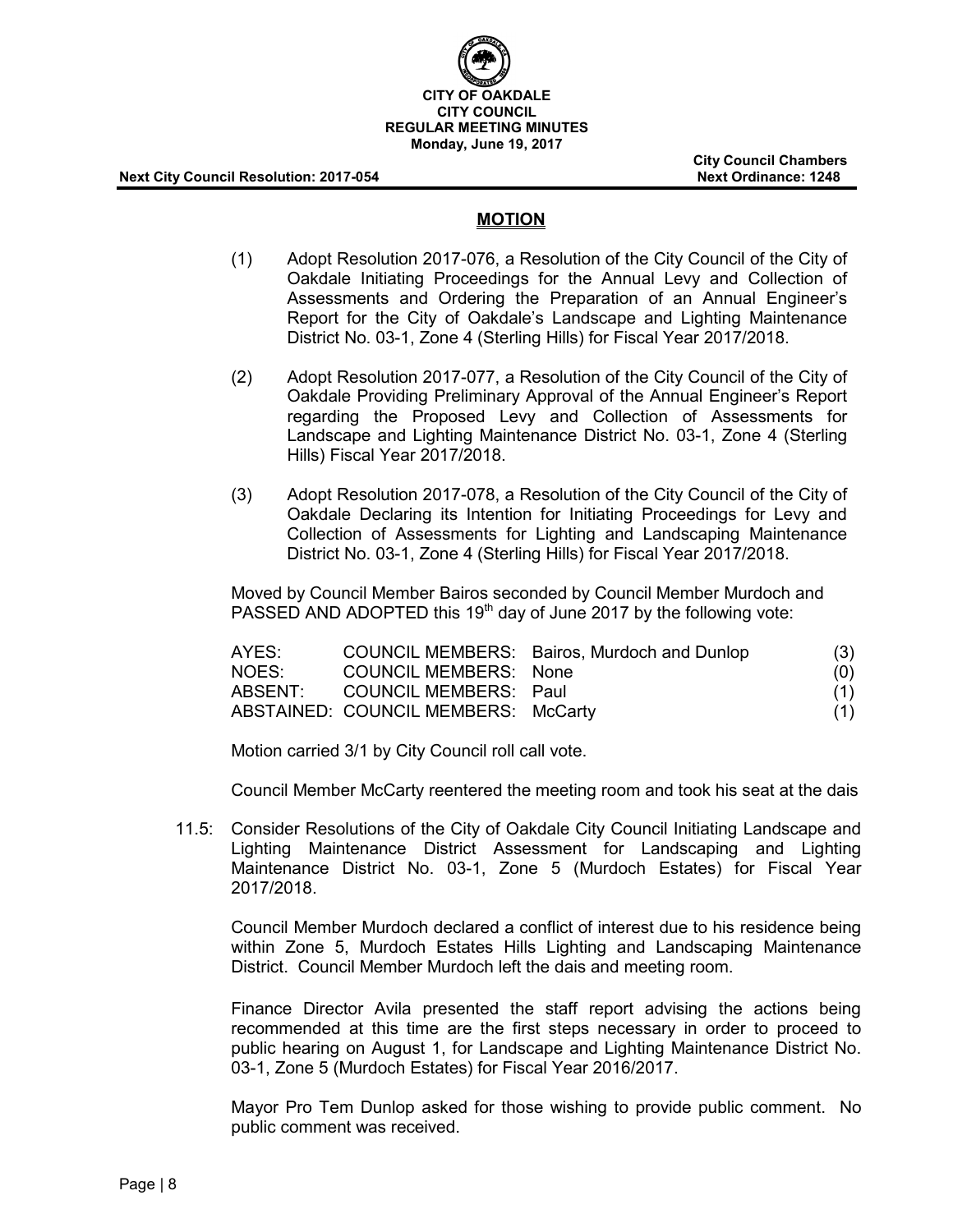## MOTION

(1) Adopt Resolution 2017-076, a Resolution of the City Council of the City of Oakdale Initiating Proceedings for the Annual Levy and Collection of Assessments and Ordering the Preparation of an Annual Engineer's Report for the City of Oakdale's Landscape and Lighting Maintenance District No. 03-1, Zone 4 (Sterling Hills) for Fiscal Year 2017/2018.

(2) Adopt Resolution 2017-077, a Resolution of the City Council of the City of Oakdale Providing Preliminary Approval of the Annual Engineer's Report regarding the Proposed Levy and Collection of Assessments for Landscape and Lighting Maintenance District No. 03-1, Zone 4 (Sterling Hills) Fiscal Year 2017/2018.

(3) Adopt Resolution 2017-078, a Resolution of the City Council of the City of Oakdale Declaring its Intention for Initiating Proceedings for Levy and Collection of Assessments for Lighting and Landscaping Maintenance District No. 03-1, Zone 4 (Sterling Hills) for Fiscal Year 2017/2018.

Moved by Council Member Bairos seconded by Council Member Murdoch and PASSED AND ADOPTED this 19th day of June 2017 by the following vote:

| | | | |
|---|---|---|---|
| AYES: | COUNCIL MEMBERS: | Bairos, Murdoch and Dunlop | (3) |
| NOES: | COUNCIL MEMBERS: | None | (0) |
| ABSENT: | COUNCIL MEMBERS: | Paul | (1) |
| ABSTAINED: | COUNCIL MEMBERS: | McCarty | (1) |

Motion carried 3/1 by City Council roll call vote.

Council Member McCarty reentered the meeting room and took his seat at the dais

11.5: Consider Resolutions of the City of Oakdale City Council Initiating Landscape and Lighting Maintenance District Assessment for Landscaping and Lighting Maintenance District No. 03-1, Zone 5 (Murdoch Estates) for Fiscal Year 2017/2018.

Council Member Murdoch declared a conflict of interest due to his residence being within Zone 5, Murdoch Estates Hills Lighting and Landscaping Maintenance District. Council Member Murdoch left the dais and meeting room.

Finance Director Avila presented the staff report advising the actions being recommended at this time are the first steps necessary in order to proceed to public hearing on August 1, for Landscape and Lighting Maintenance District No. 03-1, Zone 5 (Murdoch Estates) for Fiscal Year 2016/2017.

Mayor Pro Tem Dunlop asked for those wishing to provide public comment. No public comment was received.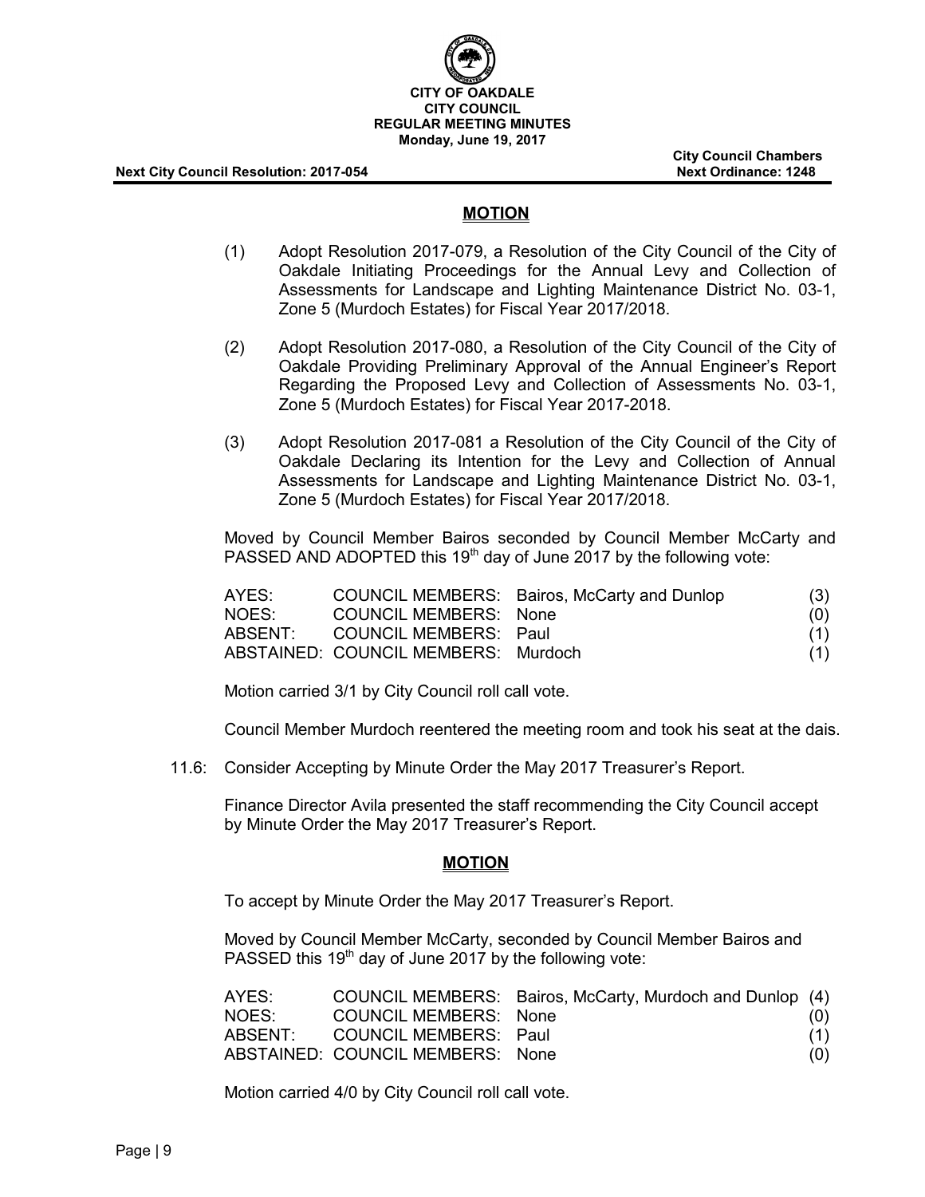## MOTION

(1) Adopt Resolution 2017-079, a Resolution of the City Council of the City of Oakdale Initiating Proceedings for the Annual Levy and Collection of Assessments for Landscape and Lighting Maintenance District No. 03-1, Zone 5 (Murdoch Estates) for Fiscal Year 2017/2018.

(2) Adopt Resolution 2017-080, a Resolution of the City Council of the City of Oakdale Providing Preliminary Approval of the Annual Engineer's Report Regarding the Proposed Levy and Collection of Assessments No. 03-1, Zone 5 (Murdoch Estates) for Fiscal Year 2017-2018.

(3) Adopt Resolution 2017-081 a Resolution of the City Council of the City of Oakdale Declaring its Intention for the Levy and Collection of Annual Assessments for Landscape and Lighting Maintenance District No. 03-1, Zone 5 (Murdoch Estates) for Fiscal Year 2017/2018.

Moved by Council Member Bairos seconded by Council Member McCarty and PASSED AND ADOPTED this 19th day of June 2017 by the following vote:

| | | | |
|---|---|---|---|
| AYES: | COUNCIL MEMBERS: | Bairos, McCarty and Dunlop | (3) |
| NOES: | COUNCIL MEMBERS: | None | (0) |
| ABSENT: | COUNCIL MEMBERS: | Paul | (1) |
| ABSTAINED: | COUNCIL MEMBERS: | Murdoch | (1) |

Motion carried 3/1 by City Council roll call vote.

Council Member Murdoch reentered the meeting room and took his seat at the dais.

11.6: Consider Accepting by Minute Order the May 2017 Treasurer's Report.

Finance Director Avila presented the staff recommending the City Council accept by Minute Order the May 2017 Treasurer's Report.

## MOTION

To accept by Minute Order the May 2017 Treasurer's Report.

Moved by Council Member McCarty, seconded by Council Member Bairos and PASSED this 19th day of June 2017 by the following vote:

| | | | |
|---|---|---|---|
| AYES: | COUNCIL MEMBERS: | Bairos, McCarty, Murdoch and Dunlop | (4) |
| NOES: | COUNCIL MEMBERS: | None | (0) |
| ABSENT: | COUNCIL MEMBERS: | Paul | (1) |
| ABSTAINED: | COUNCIL MEMBERS: | None | (0) |

Motion carried 4/0 by City Council roll call vote.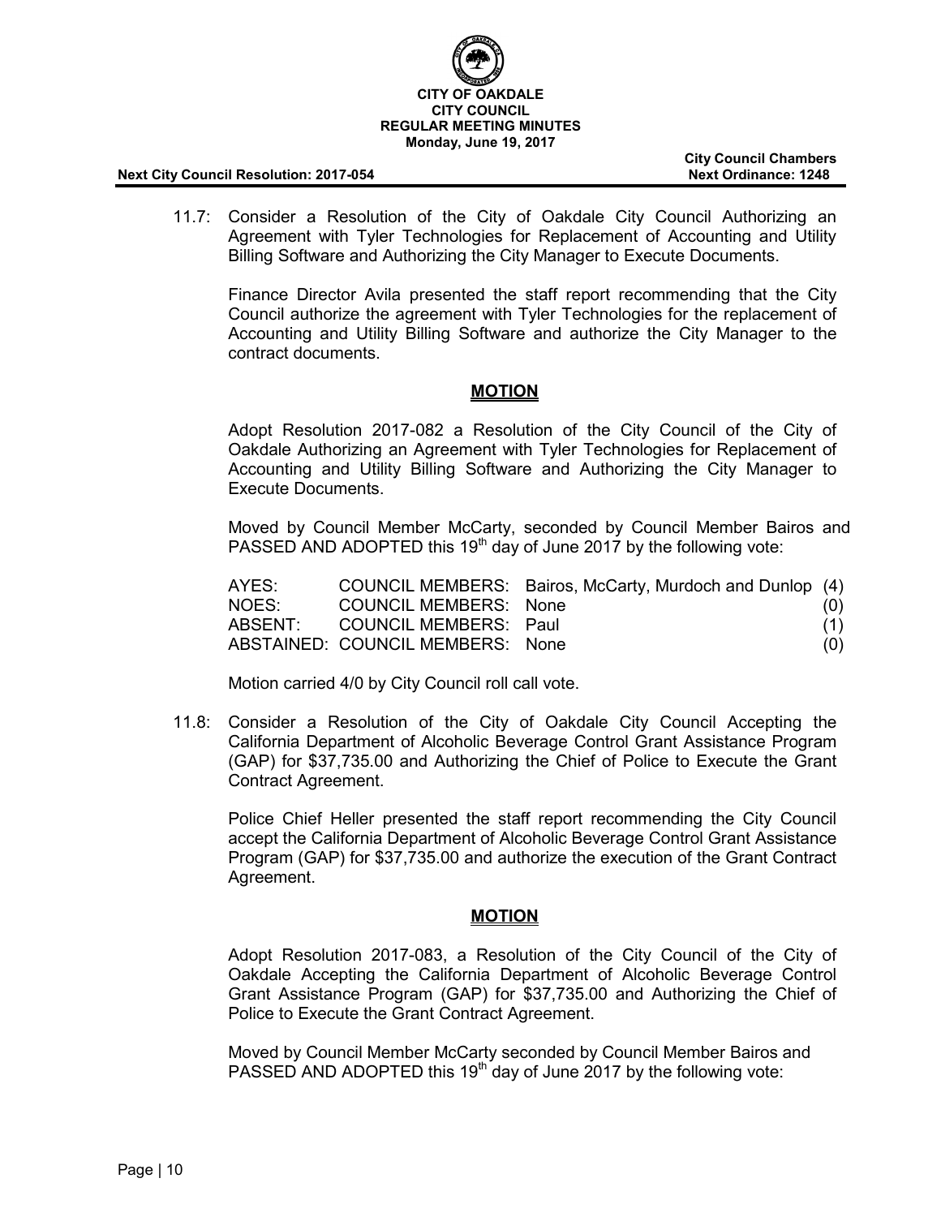11.7: Consider a Resolution of the City of Oakdale City Council Authorizing an Agreement with Tyler Technologies for Replacement of Accounting and Utility Billing Software and Authorizing the City Manager to Execute Documents.

Finance Director Avila presented the staff report recommending that the City Council authorize the agreement with Tyler Technologies for the replacement of Accounting and Utility Billing Software and authorize the City Manager to the contract documents.

**MOTION**

Adopt Resolution 2017-082 a Resolution of the City Council of the City of Oakdale Authorizing an Agreement with Tyler Technologies for Replacement of Accounting and Utility Billing Software and Authorizing the City Manager to Execute Documents.

Moved by Council Member McCarty, seconded by Council Member Bairos and PASSED AND ADOPTED this 19th day of June 2017 by the following vote:

| | | | |
|---|---|---|---|
| AYES: | COUNCIL MEMBERS: | Bairos, McCarty, Murdoch and Dunlop | (4) |
| NOES: | COUNCIL MEMBERS: | None | (0) |
| ABSENT: | COUNCIL MEMBERS: | Paul | (1) |
| ABSTAINED: | COUNCIL MEMBERS: | None | (0) |

Motion carried 4/0 by City Council roll call vote.

11.8: Consider a Resolution of the City of Oakdale City Council Accepting the California Department of Alcoholic Beverage Control Grant Assistance Program (GAP) for $37,735.00 and Authorizing the Chief of Police to Execute the Grant Contract Agreement.

Police Chief Heller presented the staff report recommending the City Council accept the California Department of Alcoholic Beverage Control Grant Assistance Program (GAP) for $37,735.00 and authorize the execution of the Grant Contract Agreement.

**MOTION**

Adopt Resolution 2017-083, a Resolution of the City Council of the City of Oakdale Accepting the California Department of Alcoholic Beverage Control Grant Assistance Program (GAP) for $37,735.00 and Authorizing the Chief of Police to Execute the Grant Contract Agreement.

Moved by Council Member McCarty seconded by Council Member Bairos and PASSED AND ADOPTED this 19th day of June 2017 by the following vote: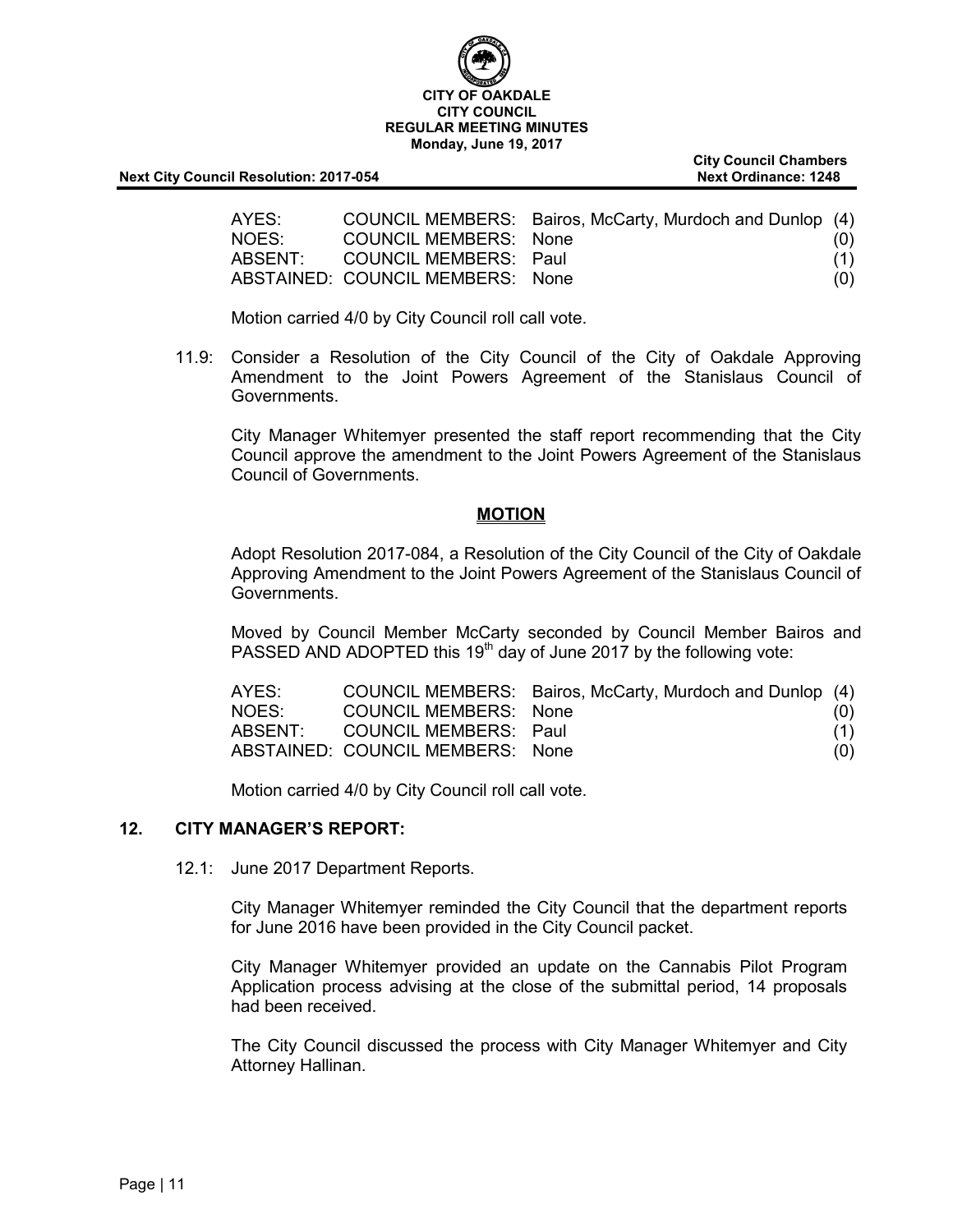| AYES: | COUNCIL MEMBERS: | Bairos, McCarty, Murdoch and Dunlop | (4) |
|---|---|---|---|
| NOES: | COUNCIL MEMBERS: | None | (0) |
| ABSENT: | COUNCIL MEMBERS: | Paul | (1) |
| ABSTAINED: | COUNCIL MEMBERS: | None | (0) |

Motion carried 4/0 by City Council roll call vote.

11.9: Consider a Resolution of the City Council of the City of Oakdale Approving Amendment to the Joint Powers Agreement of the Stanislaus Council of Governments.

City Manager Whitemyer presented the staff report recommending that the City Council approve the amendment to the Joint Powers Agreement of the Stanislaus Council of Governments.

**MOTION**

Adopt Resolution 2017-084, a Resolution of the City Council of the City of Oakdale Approving Amendment to the Joint Powers Agreement of the Stanislaus Council of Governments.

Moved by Council Member McCarty seconded by Council Member Bairos and PASSED AND ADOPTED this 19th day of June 2017 by the following vote:

| AYES: | COUNCIL MEMBERS: | Bairos, McCarty, Murdoch and Dunlop | (4) |
|---|---|---|---|
| NOES: | COUNCIL MEMBERS: | None | (0) |
| ABSENT: | COUNCIL MEMBERS: | Paul | (1) |
| ABSTAINED: | COUNCIL MEMBERS: | None | (0) |

Motion carried 4/0 by City Council roll call vote.

## 12. CITY MANAGER'S REPORT:

12.1: June 2017 Department Reports.

City Manager Whitemyer reminded the City Council that the department reports for June 2016 have been provided in the City Council packet.

City Manager Whitemyer provided an update on the Cannabis Pilot Program Application process advising at the close of the submittal period, 14 proposals had been received.

The City Council discussed the process with City Manager Whitemyer and City Attorney Hallinan.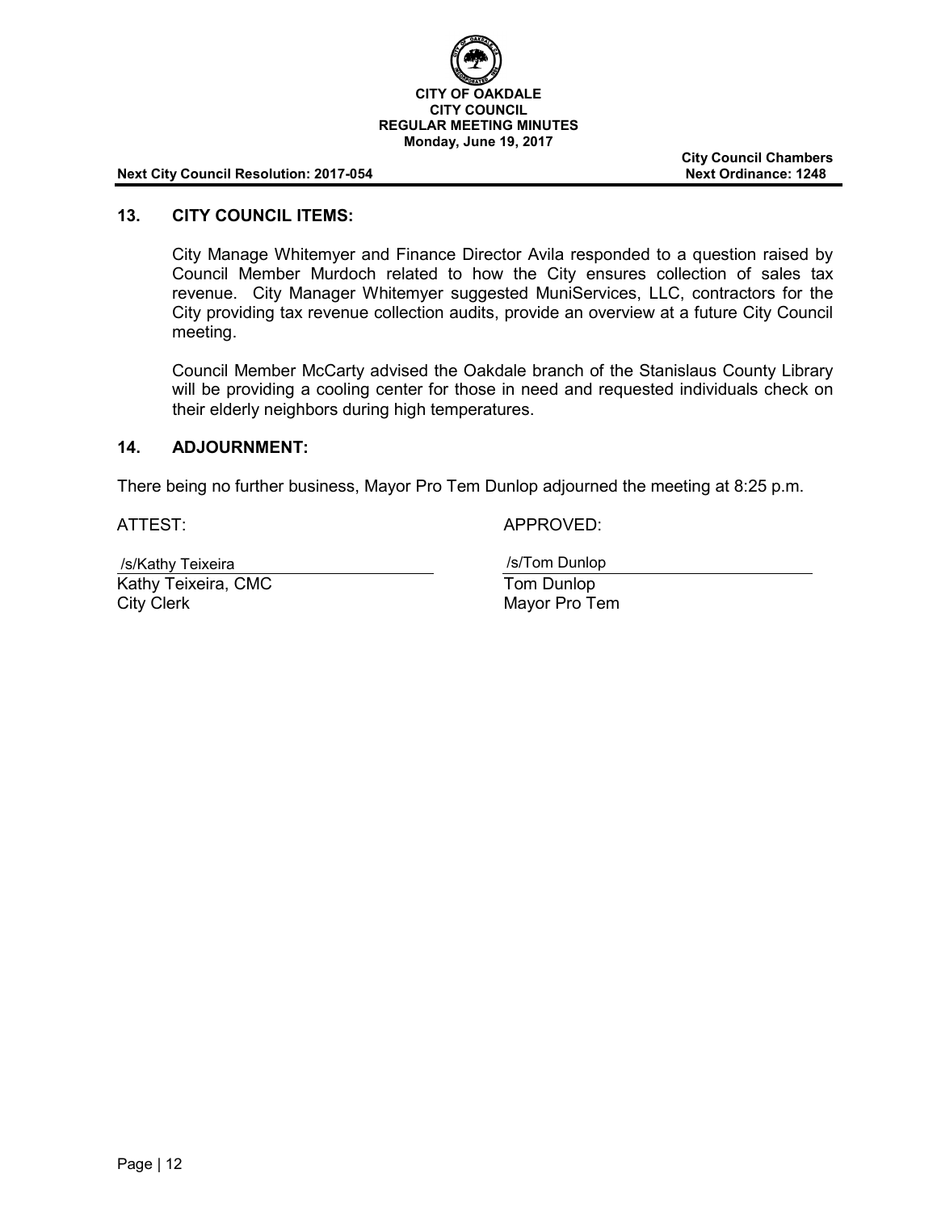## 13. CITY COUNCIL ITEMS:

City Manage Whitemyer and Finance Director Avila responded to a question raised by Council Member Murdoch related to how the City ensures collection of sales tax revenue. City Manager Whitemyer suggested MuniServices, LLC, contractors for the City providing tax revenue collection audits, provide an overview at a future City Council meeting.

Council Member McCarty advised the Oakdale branch of the Stanislaus County Library will be providing a cooling center for those in need and requested individuals check on their elderly neighbors during high temperatures.

## 14. ADJOURNMENT:

There being no further business, Mayor Pro Tem Dunlop adjourned the meeting at 8:25 p.m.

ATTEST:

/s/Kathy Teixeira
Kathy Teixeira, CMC
City Clerk

APPROVED:

/s/Tom Dunlop
Tom Dunlop
Mayor Pro Tem